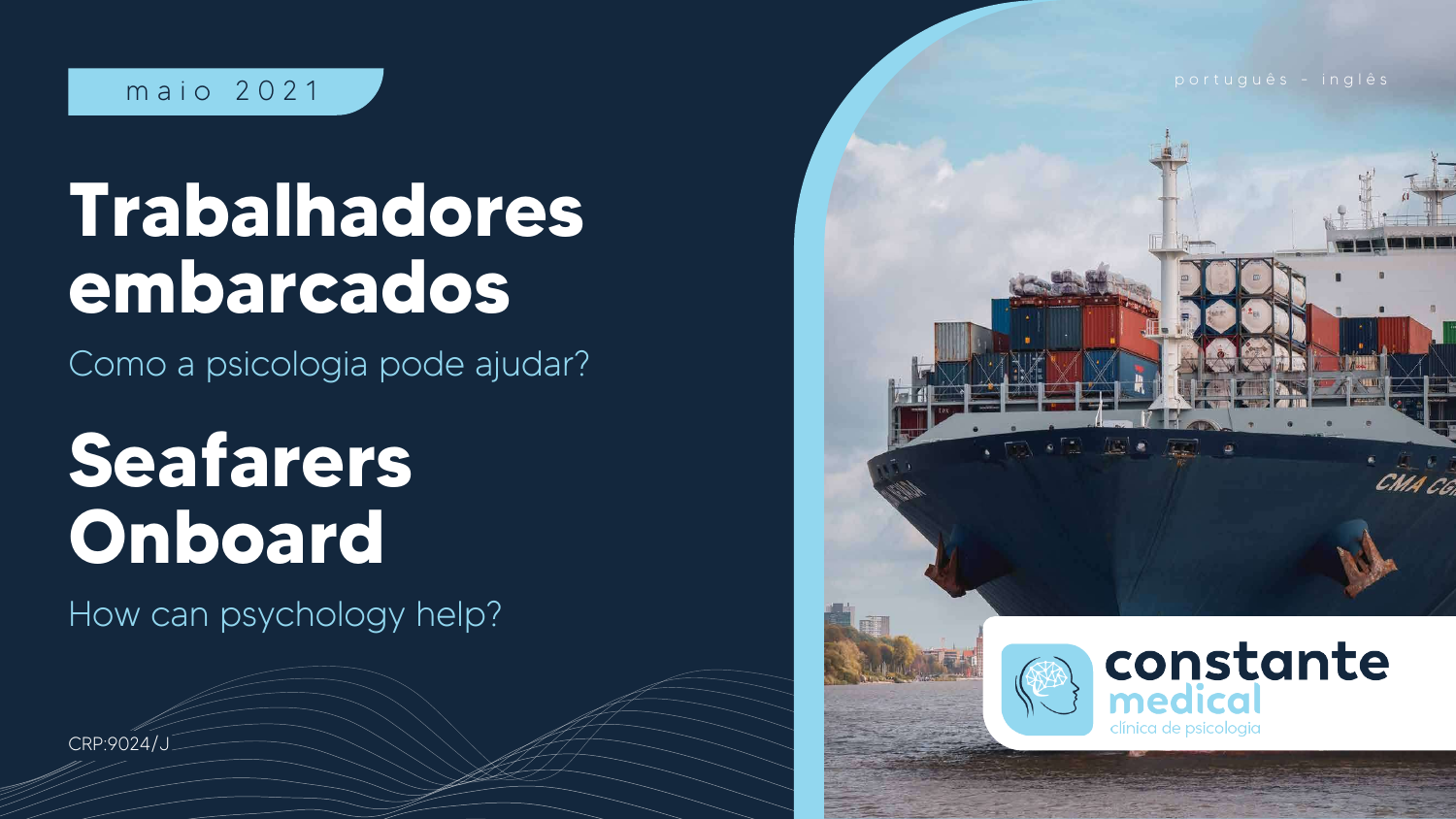maio 2021

português - inglês

# Trabalhadores embarcados

Como a psicologia pode ajudar?

# Seafarers Onboard

How can psychology help?

CRP:9024/J

constante medical
clínica de psicologia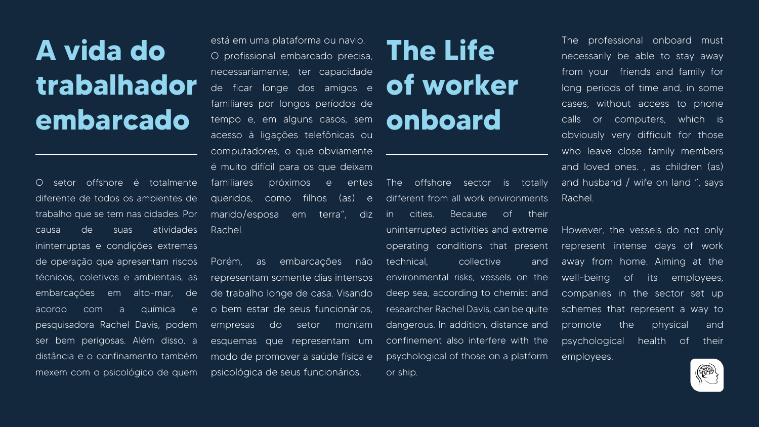# A vida do trabalhador embarcado

O setor offshore é totalmente diferente de todos os ambientes de trabalho que se tem nas cidades. Por causa de suas atividades ininterruptas e condições extremas de operação que apresentam riscos técnicos, coletivos e ambientais, as embarcações em alto-mar, de acordo com a química e pesquisadora Rachel Davis, podem ser bem perigosas. Além disso, a distância e o confinamento também mexem com o psicológico de quem está em uma plataforma ou navio. O profissional embarcado precisa, necessariamente, ter capacidade de ficar longe dos amigos e familiares por longos períodos de tempo e, em alguns casos, sem acesso à ligações telefônicas ou computadores, o que obviamente é muito difícil para os que deixam familiares próximos e entes queridos, como filhos (as) e marido/esposa em terra", diz Rachel.

Porém, as embarcações não representam somente dias intensos de trabalho longe de casa. Visando o bem estar de seus funcionários, empresas do setor montam esquemas que representam um modo de promover a saúde física e psicológica de seus funcionários.

# The Life of worker onboard

The offshore sector is totally different from all work environments in cities. Because of their uninterrupted activities and extreme operating conditions that present technical, collective and environmental risks, vessels on the deep sea, according to chemist and researcher Rachel Davis, can be quite dangerous. In addition, distance and confinement also interfere with the psychological of those on a platform or ship. The professional onboard must necessarily be able to stay away from your friends and family for long periods of time and, in some cases, without access to phone calls or computers, which is obviously very difficult for those who leave close family members and loved ones. , as children (as) and husband / wife on land ", says Rachel.

However, the vessels do not only represent intense days of work away from home. Aiming at the well-being of its employees, companies in the sector set up schemes that represent a way to promote the physical and psychological health of their employees.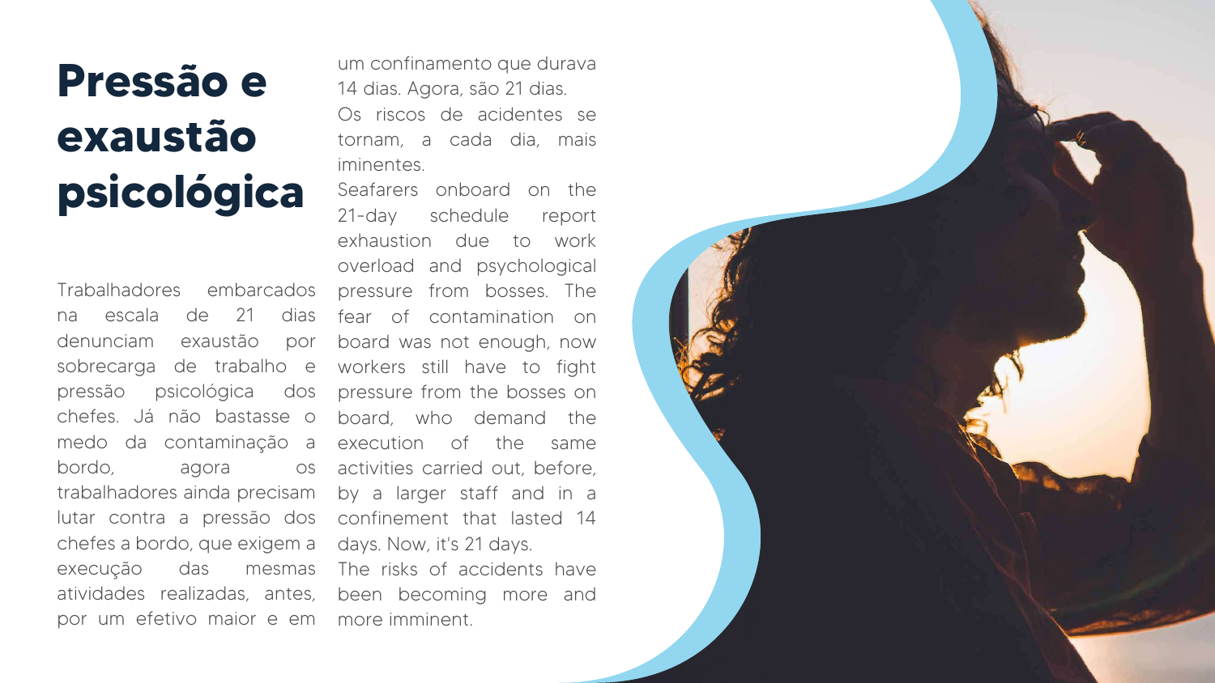# Pressão e exaustão psicológica

Trabalhadores embarcados na escala de 21 dias denunciam exaustão por sobrecarga de trabalho e pressão psicológica dos chefes. Já não bastasse o medo da contaminação a bordo, agora os trabalhadores ainda precisam lutar contra a pressão dos chefes a bordo, que exigem a execução das mesmas atividades realizadas, antes, por um efetivo maior e em um confinamento que durava 14 dias. Agora, são 21 dias.

Os riscos de acidentes se tornam, a cada dia, mais iminentes.

Seafarers onboard on the 21-day schedule report exhaustion due to work overload and psychological pressure from bosses. The fear of contamination on board was not enough, now workers still have to fight pressure from the bosses on board, who demand the execution of the same activities carried out, before, by a larger staff and in a confinement that lasted 14 days. Now, it's 21 days.

The risks of accidents have been becoming more and more imminent.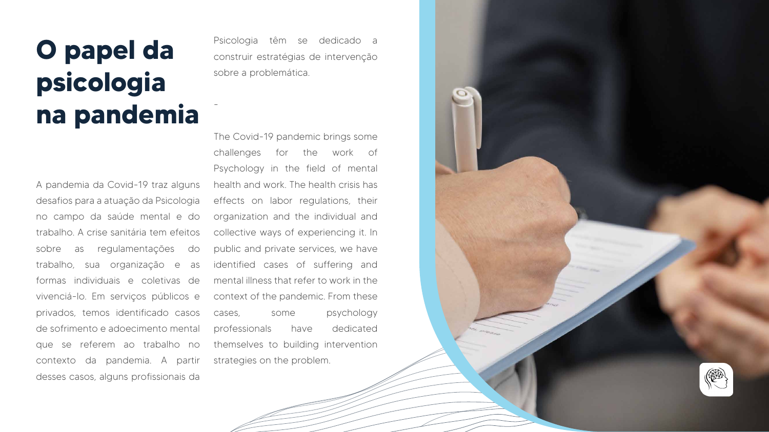# O papel da psicologia na pandemia

A pandemia da Covid-19 traz alguns desafios para a atuação da Psicologia no campo da saúde mental e do trabalho. A crise sanitária tem efeitos sobre as regulamentações do trabalho, sua organização e as formas individuais e coletivas de vivenciá-lo. Em serviços públicos e privados, temos identificado casos de sofrimento e adoecimento mental que se referem ao trabalho no contexto da pandemia. A partir desses casos, alguns profissionais da Psicologia têm se dedicado a construir estratégias de intervenção sobre a problemática.

-

The Covid-19 pandemic brings some challenges for the work of Psychology in the field of mental health and work. The health crisis has effects on labor regulations, their organization and the individual and collective ways of experiencing it. In public and private services, we have identified cases of suffering and mental illness that refer to work in the context of the pandemic. From these cases, some psychology professionals have dedicated themselves to building intervention strategies on the problem.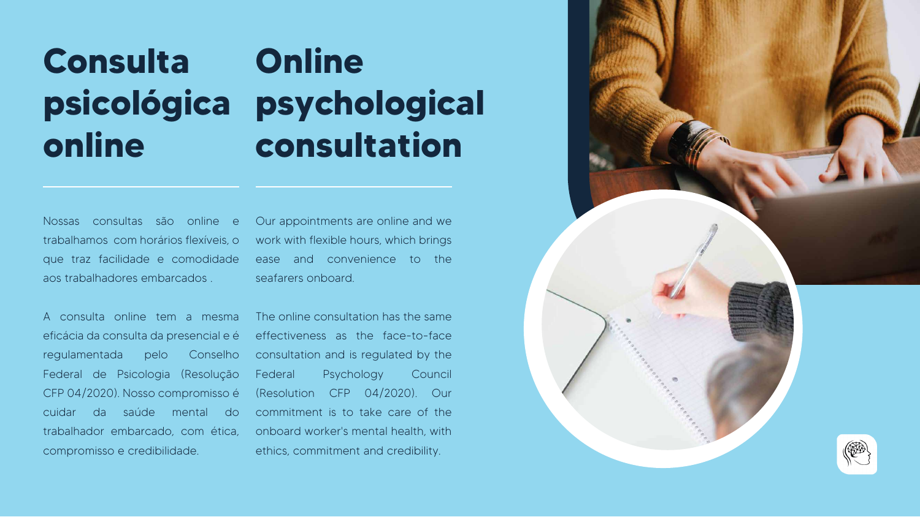# Consulta psicológica online

Nossas consultas são online e trabalhamos com horários flexíveis, o que traz facilidade e comodidade aos trabalhadores embarcados .

A consulta online tem a mesma eficácia da consulta da presencial e é regulamentada pelo Conselho Federal de Psicologia (Resolução CFP 04/2020). Nosso compromisso é cuidar da saúde mental do trabalhador embarcado, com ética, compromisso e credibilidade.

# Online psychological consultation

Our appointments are online and we work with flexible hours, which brings ease and convenience to the seafarers onboard.

The online consultation has the same effectiveness as the face-to-face consultation and is regulated by the Federal Psychology Council (Resolution CFP 04/2020). Our commitment is to take care of the onboard worker's mental health, with ethics, commitment and credibility.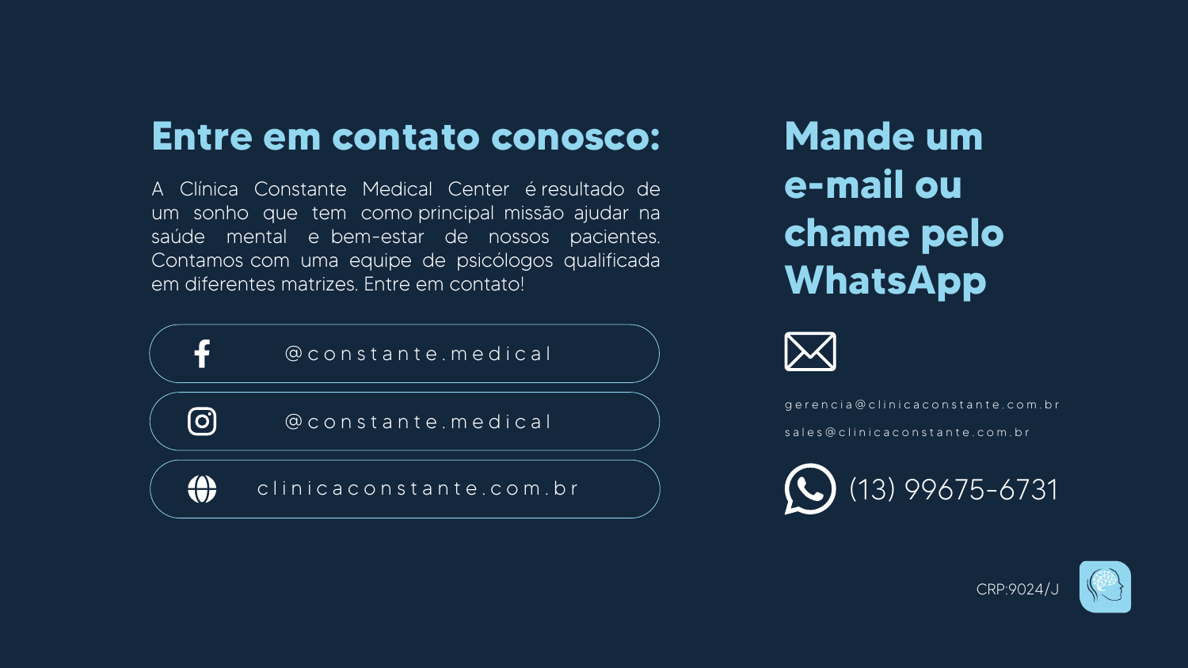## Entre em contato conosco:

A Clínica Constante Medical Center é resultado de um sonho que tem como principal missão ajudar na saúde mental e bem-estar de nossos pacientes. Contamos com uma equipe de psicólogos qualificada em diferentes matrizes. Entre em contato!

@constante.medical

@constante.medical

clinicaconstante.com.br

## Mande um e-mail ou chame pelo WhatsApp

gerencia@clinicaconstante.com.br

sales@clinicaconstante.com.br

(13) 99675-6731

CRP:9024/J